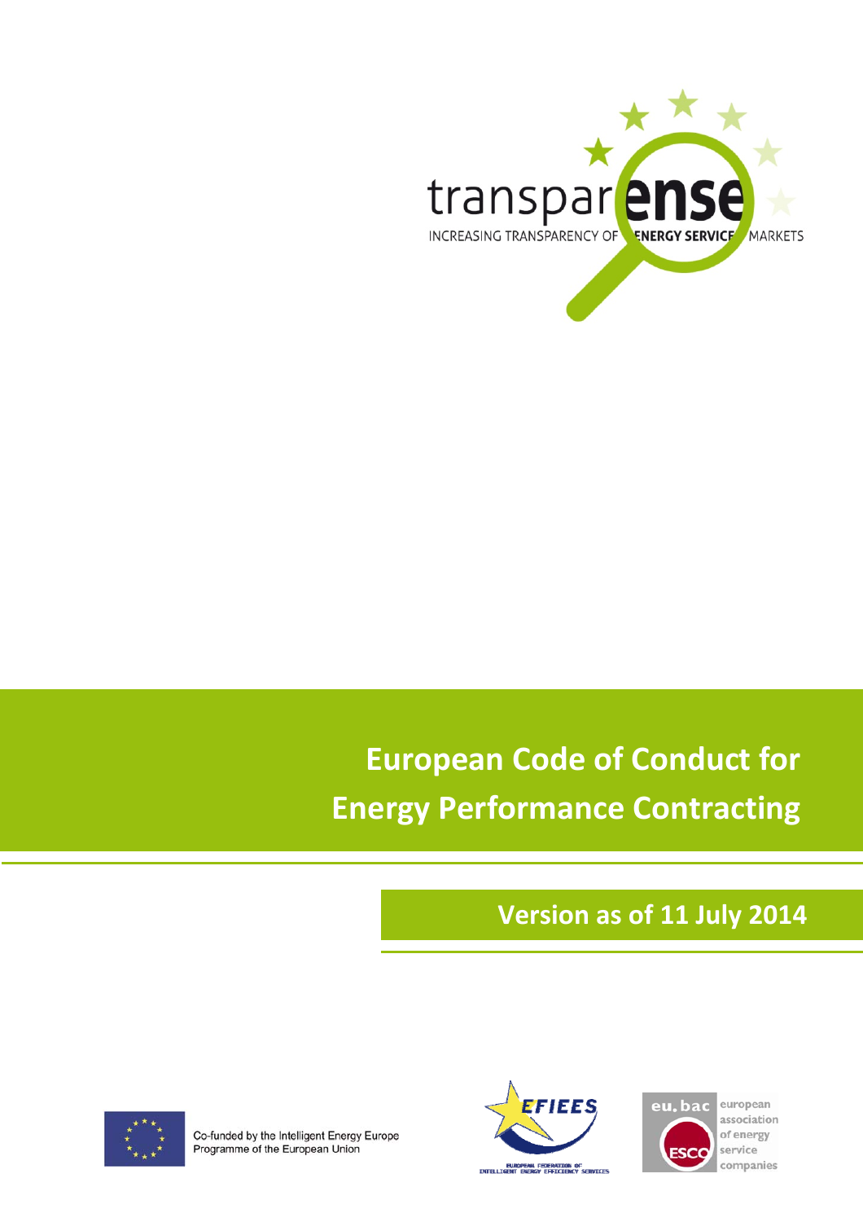transparense

INCREASING TRANSPARENCY OF ENERGY SERVICE MARKETS

# European Code of Conduct for Energy Performance Contracting

## Version as of 11 July 2014

Co-funded by the Intelligent Energy Europe Programme of the European Union

EFIEES — European Federation of Intelligent Energy Efficiency Services

eu.bac ESCO — european association of energy service companies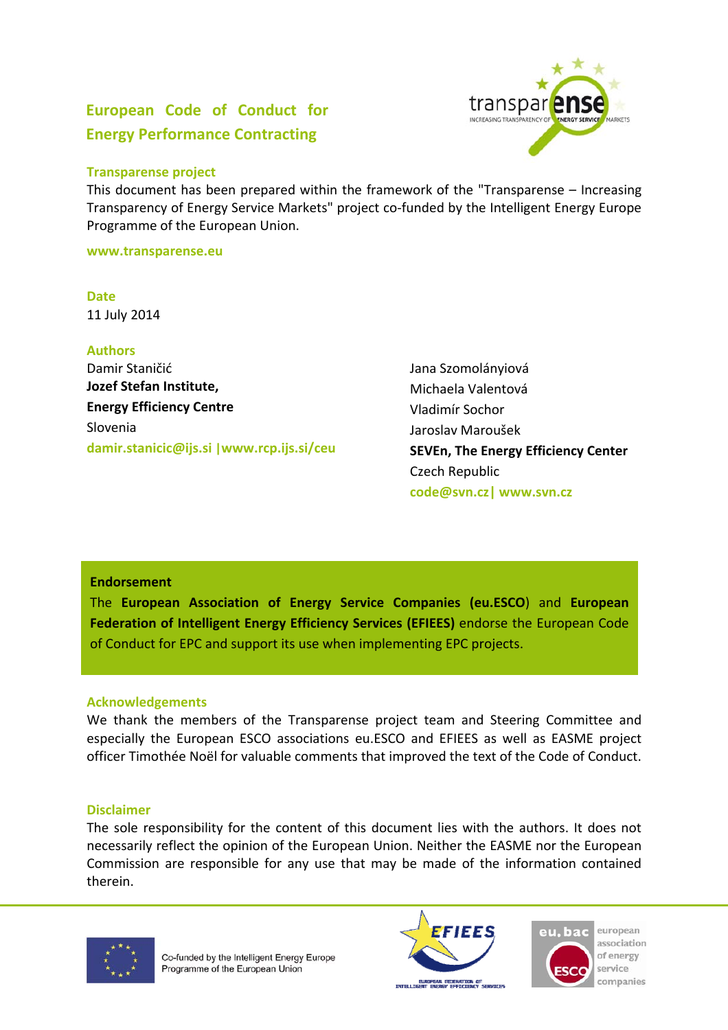# European Code of Conduct for Energy Performance Contracting

## Transparense project

This document has been prepared within the framework of the "Transparense – Increasing Transparency of Energy Service Markets" project co-funded by the Intelligent Energy Europe Programme of the European Union.

**www.transparense.eu**

## Date

11 July 2014

## Authors

Damir Staničić
**Jozef Stefan Institute, Energy Efficiency Centre**
Slovenia
**damir.stanicic@ijs.si |www.rcp.ijs.si/ceu**

Jana Szomolányiová
Michaela Valentová
Vladimír Sochor
Jaroslav Maroušek
**SEVEn, The Energy Efficiency Center**
Czech Republic
**code@svn.cz| www.svn.cz**

**Endorsement**

The **European Association of Energy Service Companies (eu.ESCO)** and **European Federation of Intelligent Energy Efficiency Services (EFIEES)** endorse the European Code of Conduct for EPC and support its use when implementing EPC projects.

## Acknowledgements

We thank the members of the Transparense project team and Steering Committee and especially the European ESCO associations eu.ESCO and EFIEES as well as EASME project officer Timothée Noël for valuable comments that improved the text of the Code of Conduct.

## Disclaimer

The sole responsibility for the content of this document lies with the authors. It does not necessarily reflect the opinion of the European Union. Neither the EASME nor the European Commission are responsible for any use that may be made of the information contained therein.

Co-funded by the Intelligent Energy Europe Programme of the European Union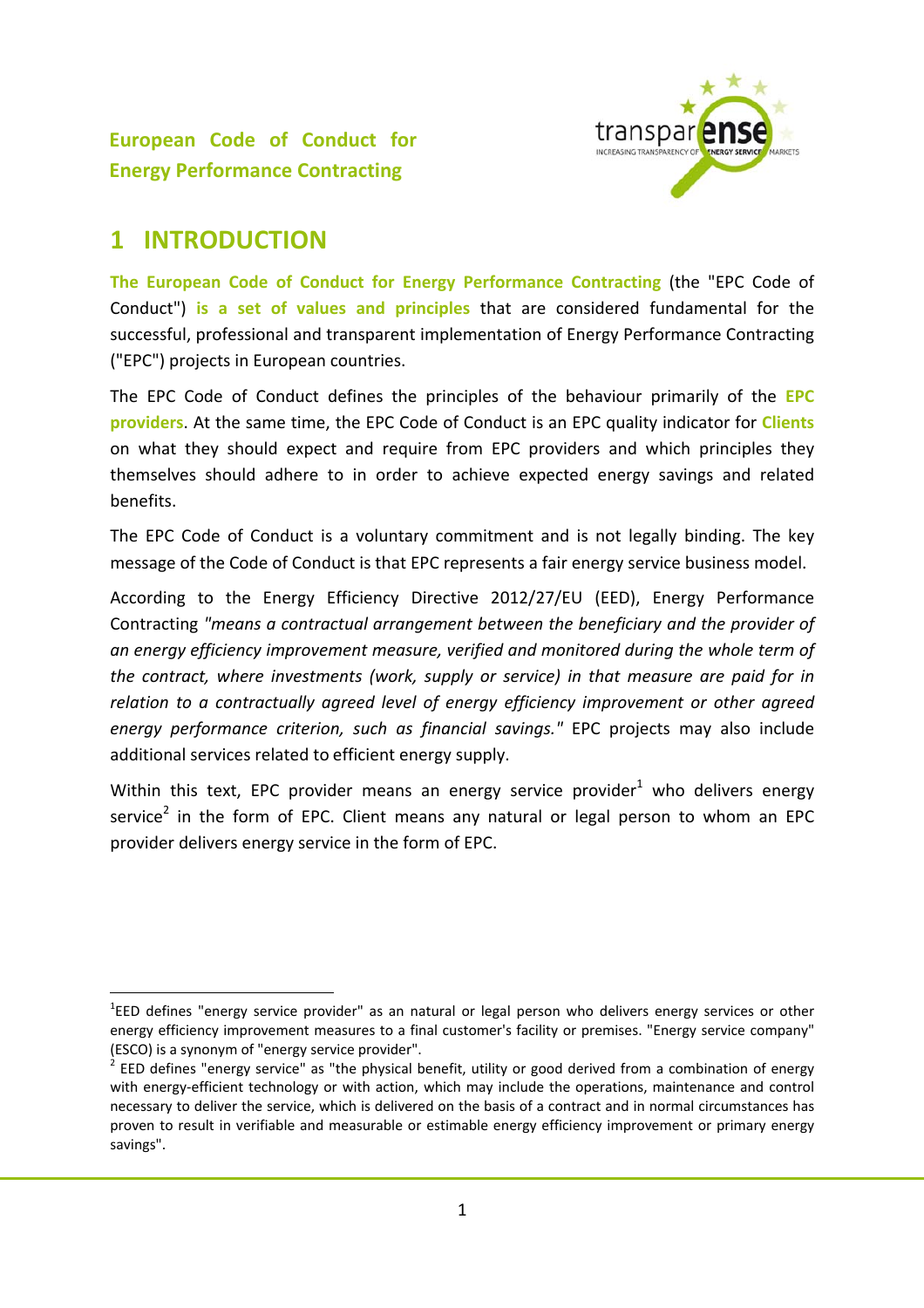**European Code of Conduct for Energy Performance Contracting**

# 1 INTRODUCTION

**The European Code of Conduct for Energy Performance Contracting** (the "EPC Code of Conduct") **is a set of values and principles** that are considered fundamental for the successful, professional and transparent implementation of Energy Performance Contracting ("EPC") projects in European countries.

The EPC Code of Conduct defines the principles of the behaviour primarily of the **EPC providers**. At the same time, the EPC Code of Conduct is an EPC quality indicator for **Clients** on what they should expect and require from EPC providers and which principles they themselves should adhere to in order to achieve expected energy savings and related benefits.

The EPC Code of Conduct is a voluntary commitment and is not legally binding. The key message of the Code of Conduct is that EPC represents a fair energy service business model.

According to the Energy Efficiency Directive 2012/27/EU (EED), Energy Performance Contracting *"means a contractual arrangement between the beneficiary and the provider of an energy efficiency improvement measure, verified and monitored during the whole term of the contract, where investments (work, supply or service) in that measure are paid for in relation to a contractually agreed level of energy efficiency improvement or other agreed energy performance criterion, such as financial savings."* EPC projects may also include additional services related to efficient energy supply.

Within this text, EPC provider means an energy service provider[1] who delivers energy service[2] in the form of EPC. Client means any natural or legal person to whom an EPC provider delivers energy service in the form of EPC.

---

[1] EED defines "energy service provider" as an natural or legal person who delivers energy services or other energy efficiency improvement measures to a final customer's facility or premises. "Energy service company" (ESCO) is a synonym of "energy service provider".

[2] EED defines "energy service" as "the physical benefit, utility or good derived from a combination of energy with energy-efficient technology or with action, which may include the operations, maintenance and control necessary to deliver the service, which is delivered on the basis of a contract and in normal circumstances has proven to result in verifiable and measurable or estimable energy efficiency improvement or primary energy savings".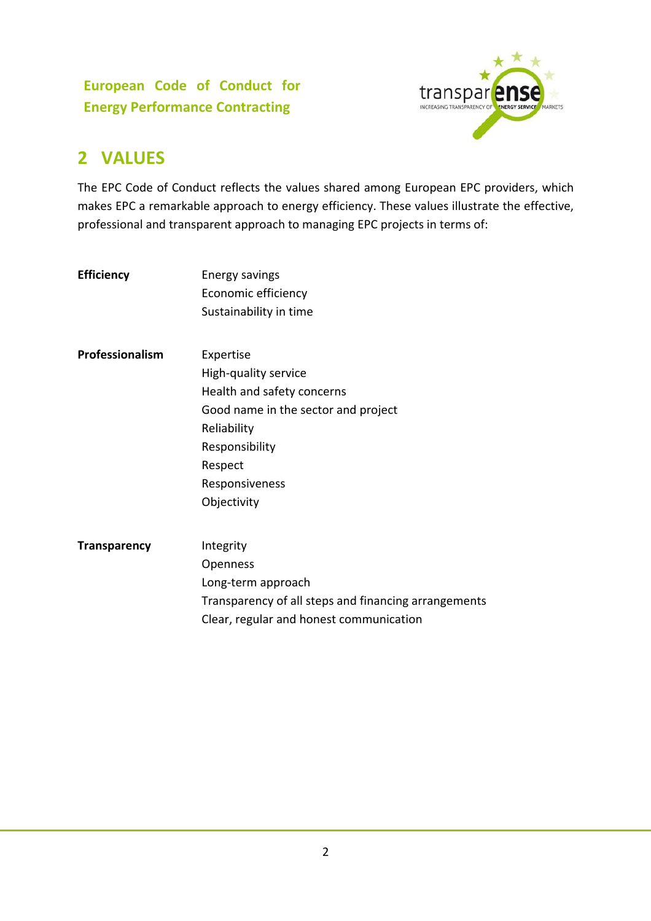## 2 VALUES

The EPC Code of Conduct reflects the values shared among European EPC providers, which makes EPC a remarkable approach to energy efficiency. These values illustrate the effective, professional and transparent approach to managing EPC projects in terms of:

| | |
|---|---|
| **Efficiency** | Energy savings<br>Economic efficiency<br>Sustainability in time |
| **Professionalism** | Expertise<br>High-quality service<br>Health and safety concerns<br>Good name in the sector and project<br>Reliability<br>Responsibility<br>Respect<br>Responsiveness<br>Objectivity |
| **Transparency** | Integrity<br>Openness<br>Long-term approach<br>Transparency of all steps and financing arrangements<br>Clear, regular and honest communication |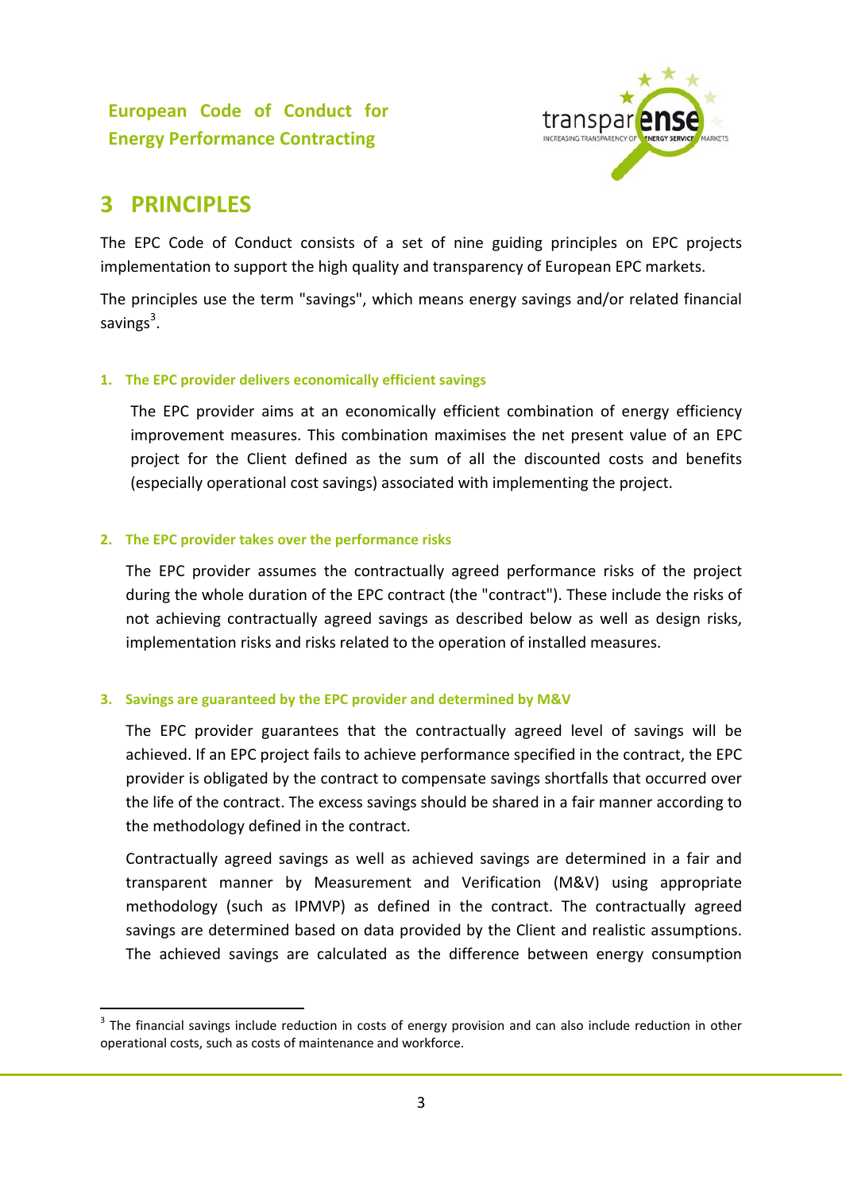## 3 PRINCIPLES

The EPC Code of Conduct consists of a set of nine guiding principles on EPC projects implementation to support the high quality and transparency of European EPC markets.

The principles use the term "savings", which means energy savings and/or related financial savings[3].

#### 1. The EPC provider delivers economically efficient savings

The EPC provider aims at an economically efficient combination of energy efficiency improvement measures. This combination maximises the net present value of an EPC project for the Client defined as the sum of all the discounted costs and benefits (especially operational cost savings) associated with implementing the project.

#### 2. The EPC provider takes over the performance risks

The EPC provider assumes the contractually agreed performance risks of the project during the whole duration of the EPC contract (the "contract"). These include the risks of not achieving contractually agreed savings as described below as well as design risks, implementation risks and risks related to the operation of installed measures.

#### 3. Savings are guaranteed by the EPC provider and determined by M&V

The EPC provider guarantees that the contractually agreed level of savings will be achieved. If an EPC project fails to achieve performance specified in the contract, the EPC provider is obligated by the contract to compensate savings shortfalls that occurred over the life of the contract. The excess savings should be shared in a fair manner according to the methodology defined in the contract.

Contractually agreed savings as well as achieved savings are determined in a fair and transparent manner by Measurement and Verification (M&V) using appropriate methodology (such as IPMVP) as defined in the contract. The contractually agreed savings are determined based on data provided by the Client and realistic assumptions. The achieved savings are calculated as the difference between energy consumption

[3] The financial savings include reduction in costs of energy provision and can also include reduction in other operational costs, such as costs of maintenance and workforce.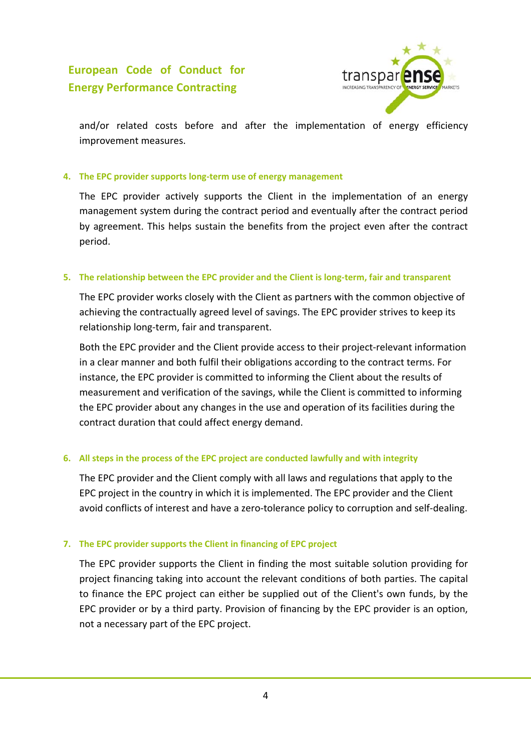and/or related costs before and after the implementation of energy efficiency improvement measures.

#### 4. The EPC provider supports long-term use of energy management

The EPC provider actively supports the Client in the implementation of an energy management system during the contract period and eventually after the contract period by agreement. This helps sustain the benefits from the project even after the contract period.

#### 5. The relationship between the EPC provider and the Client is long-term, fair and transparent

The EPC provider works closely with the Client as partners with the common objective of achieving the contractually agreed level of savings. The EPC provider strives to keep its relationship long-term, fair and transparent.

Both the EPC provider and the Client provide access to their project-relevant information in a clear manner and both fulfil their obligations according to the contract terms. For instance, the EPC provider is committed to informing the Client about the results of measurement and verification of the savings, while the Client is committed to informing the EPC provider about any changes in the use and operation of its facilities during the contract duration that could affect energy demand.

#### 6. All steps in the process of the EPC project are conducted lawfully and with integrity

The EPC provider and the Client comply with all laws and regulations that apply to the EPC project in the country in which it is implemented. The EPC provider and the Client avoid conflicts of interest and have a zero-tolerance policy to corruption and self-dealing.

#### 7. The EPC provider supports the Client in financing of EPC project

The EPC provider supports the Client in finding the most suitable solution providing for project financing taking into account the relevant conditions of both parties. The capital to finance the EPC project can either be supplied out of the Client's own funds, by the EPC provider or by a third party. Provision of financing by the EPC provider is an option, not a necessary part of the EPC project.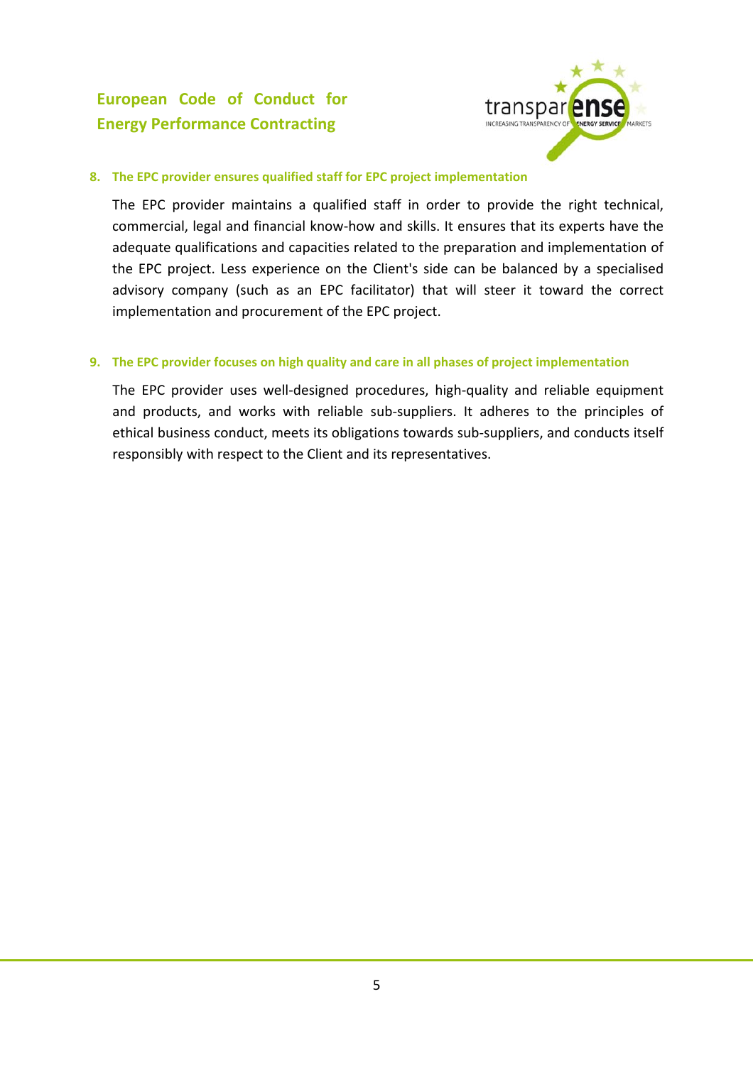## 8. The EPC provider ensures qualified staff for EPC project implementation

The EPC provider maintains a qualified staff in order to provide the right technical, commercial, legal and financial know-how and skills. It ensures that its experts have the adequate qualifications and capacities related to the preparation and implementation of the EPC project. Less experience on the Client's side can be balanced by a specialised advisory company (such as an EPC facilitator) that will steer it toward the correct implementation and procurement of the EPC project.

## 9. The EPC provider focuses on high quality and care in all phases of project implementation

The EPC provider uses well-designed procedures, high-quality and reliable equipment and products, and works with reliable sub-suppliers. It adheres to the principles of ethical business conduct, meets its obligations towards sub-suppliers, and conducts itself responsibly with respect to the Client and its representatives.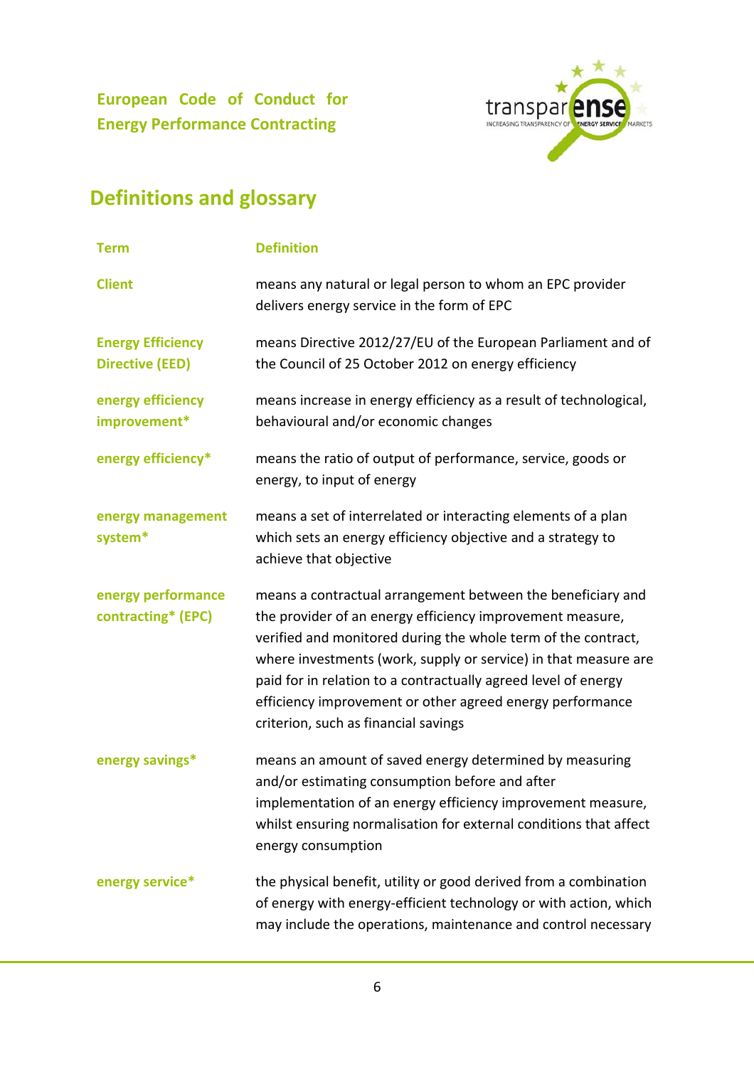European Code of Conduct for Energy Performance Contracting

## Definitions and glossary

| Term | Definition |
| --- | --- |
| Client | means any natural or legal person to whom an EPC provider delivers energy service in the form of EPC |
| Energy Efficiency Directive (EED) | means Directive 2012/27/EU of the European Parliament and of the Council of 25 October 2012 on energy efficiency |
| energy efficiency improvement* | means increase in energy efficiency as a result of technological, behavioural and/or economic changes |
| energy efficiency* | means the ratio of output of performance, service, goods or energy, to input of energy |
| energy management system* | means a set of interrelated or interacting elements of a plan which sets an energy efficiency objective and a strategy to achieve that objective |
| energy performance contracting* (EPC) | means a contractual arrangement between the beneficiary and the provider of an energy efficiency improvement measure, verified and monitored during the whole term of the contract, where investments (work, supply or service) in that measure are paid for in relation to a contractually agreed level of energy efficiency improvement or other agreed energy performance criterion, such as financial savings |
| energy savings* | means an amount of saved energy determined by measuring and/or estimating consumption before and after implementation of an energy efficiency improvement measure, whilst ensuring normalisation for external conditions that affect energy consumption |
| energy service* | the physical benefit, utility or good derived from a combination of energy with energy-efficient technology or with action, which may include the operations, maintenance and control necessary |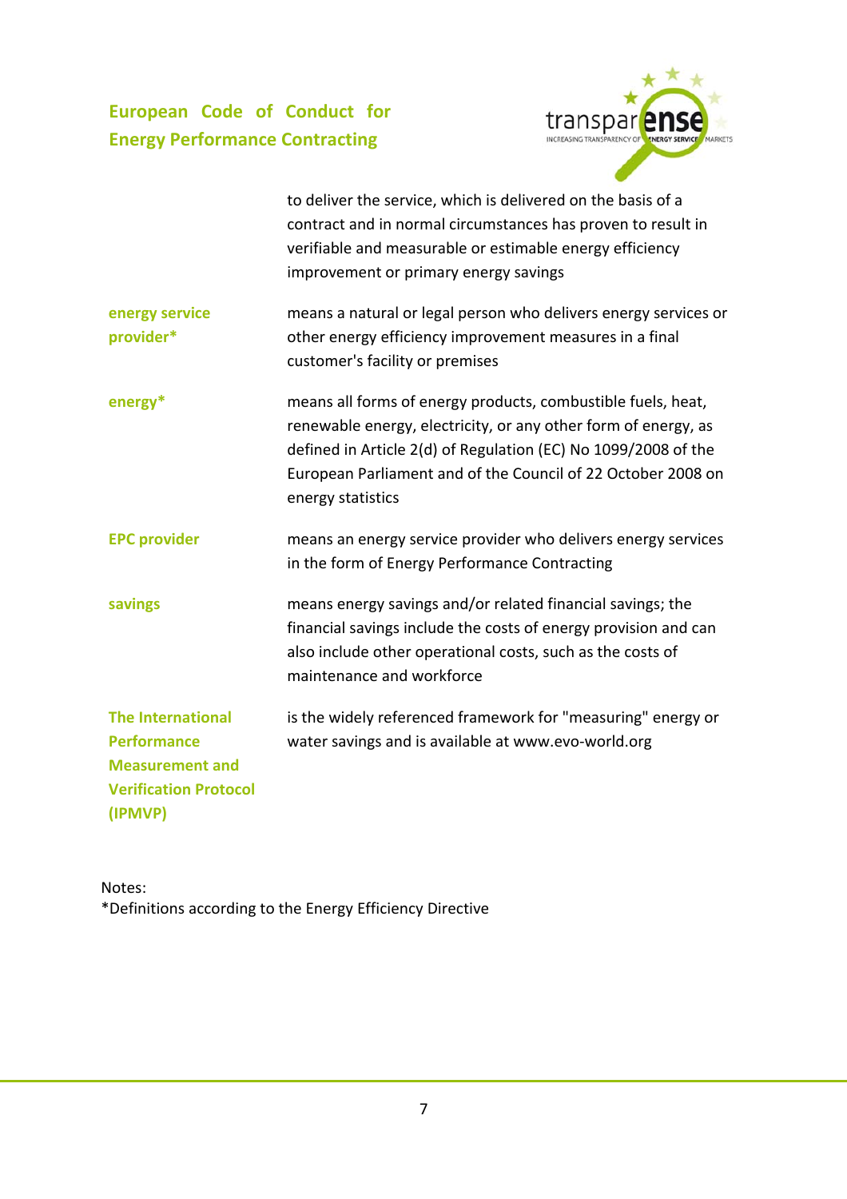| | |
|---|---|
| | to deliver the service, which is delivered on the basis of a contract and in normal circumstances has proven to result in verifiable and measurable or estimable energy efficiency improvement or primary energy savings |
| **energy service provider*** | means a natural or legal person who delivers energy services or other energy efficiency improvement measures in a final customer's facility or premises |
| **energy*** | means all forms of energy products, combustible fuels, heat, renewable energy, electricity, or any other form of energy, as defined in Article 2(d) of Regulation (EC) No 1099/2008 of the European Parliament and of the Council of 22 October 2008 on energy statistics |
| **EPC provider** | means an energy service provider who delivers energy services in the form of Energy Performance Contracting |
| **savings** | means energy savings and/or related financial savings; the financial savings include the costs of energy provision and can also include other operational costs, such as the costs of maintenance and workforce |
| **The International Performance Measurement and Verification Protocol (IPMVP)** | is the widely referenced framework for "measuring" energy or water savings and is available at www.evo-world.org |

Notes:
*Definitions according to the Energy Efficiency Directive